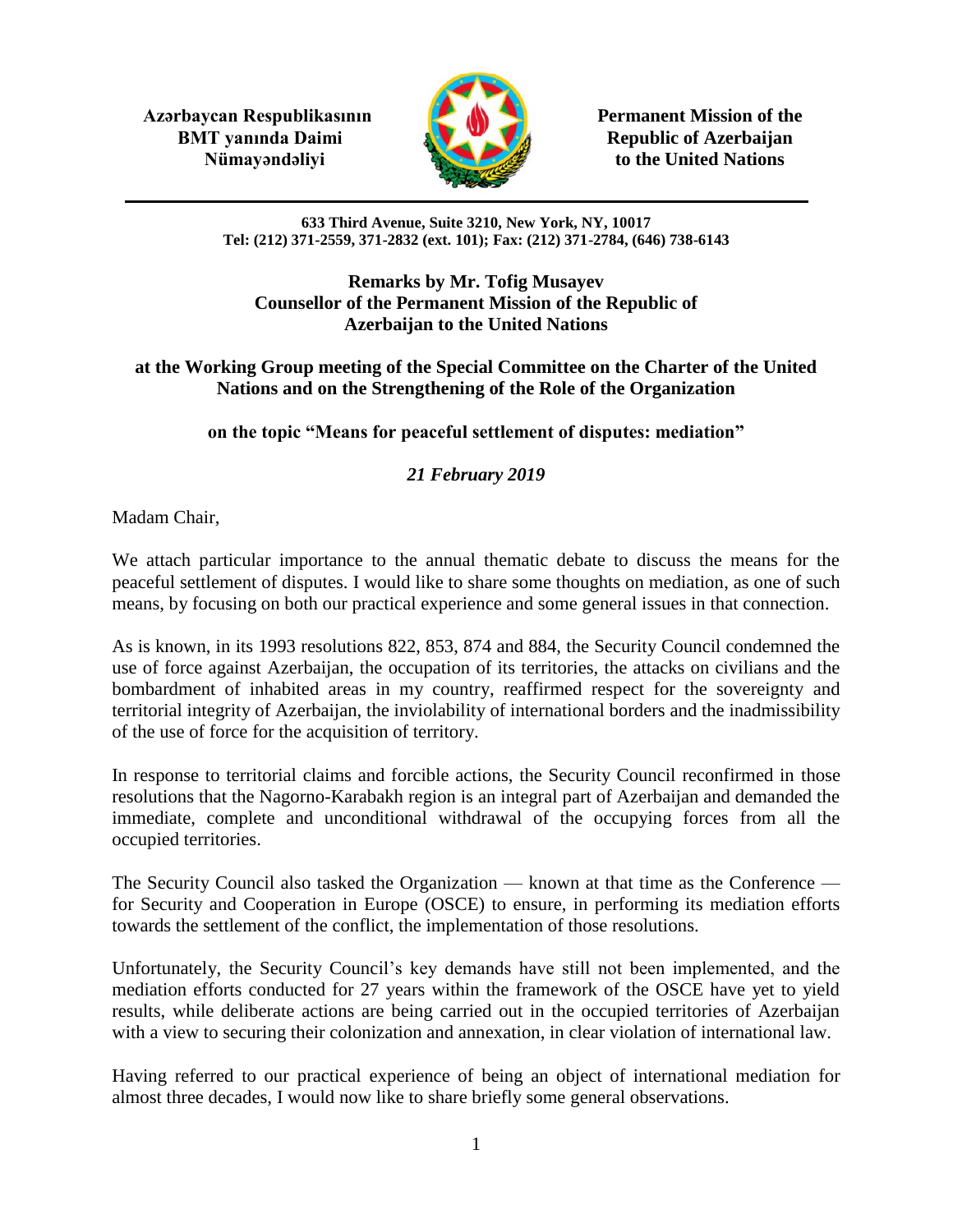**Azərbaycan Respublikasının BMT yanında Daimi Nümayəndəliyi**

**Permanent Mission of the Republic of Azerbaijan to the United Nations**

**633 Third Avenue, Suite 3210, New York, NY, 10017**
**Tel: (212) 371-2559, 371-2832 (ext. 101); Fax: (212) 371-2784, (646) 738-6143**

**Remarks by Mr. Tofig Musayev**
**Counsellor of the Permanent Mission of the Republic of Azerbaijan to the United Nations**

**at the Working Group meeting of the Special Committee on the Charter of the United Nations and on the Strengthening of the Role of the Organization**

**on the topic "Means for peaceful settlement of disputes: mediation"**

***21 February 2019***

Madam Chair,

We attach particular importance to the annual thematic debate to discuss the means for the peaceful settlement of disputes. I would like to share some thoughts on mediation, as one of such means, by focusing on both our practical experience and some general issues in that connection.

As is known, in its 1993 resolutions 822, 853, 874 and 884, the Security Council condemned the use of force against Azerbaijan, the occupation of its territories, the attacks on civilians and the bombardment of inhabited areas in my country, reaffirmed respect for the sovereignty and territorial integrity of Azerbaijan, the inviolability of international borders and the inadmissibility of the use of force for the acquisition of territory.

In response to territorial claims and forcible actions, the Security Council reconfirmed in those resolutions that the Nagorno-Karabakh region is an integral part of Azerbaijan and demanded the immediate, complete and unconditional withdrawal of the occupying forces from all the occupied territories.

The Security Council also tasked the Organization — known at that time as the Conference — for Security and Cooperation in Europe (OSCE) to ensure, in performing its mediation efforts towards the settlement of the conflict, the implementation of those resolutions.

Unfortunately, the Security Council's key demands have still not been implemented, and the mediation efforts conducted for 27 years within the framework of the OSCE have yet to yield results, while deliberate actions are being carried out in the occupied territories of Azerbaijan with a view to securing their colonization and annexation, in clear violation of international law.

Having referred to our practical experience of being an object of international mediation for almost three decades, I would now like to share briefly some general observations.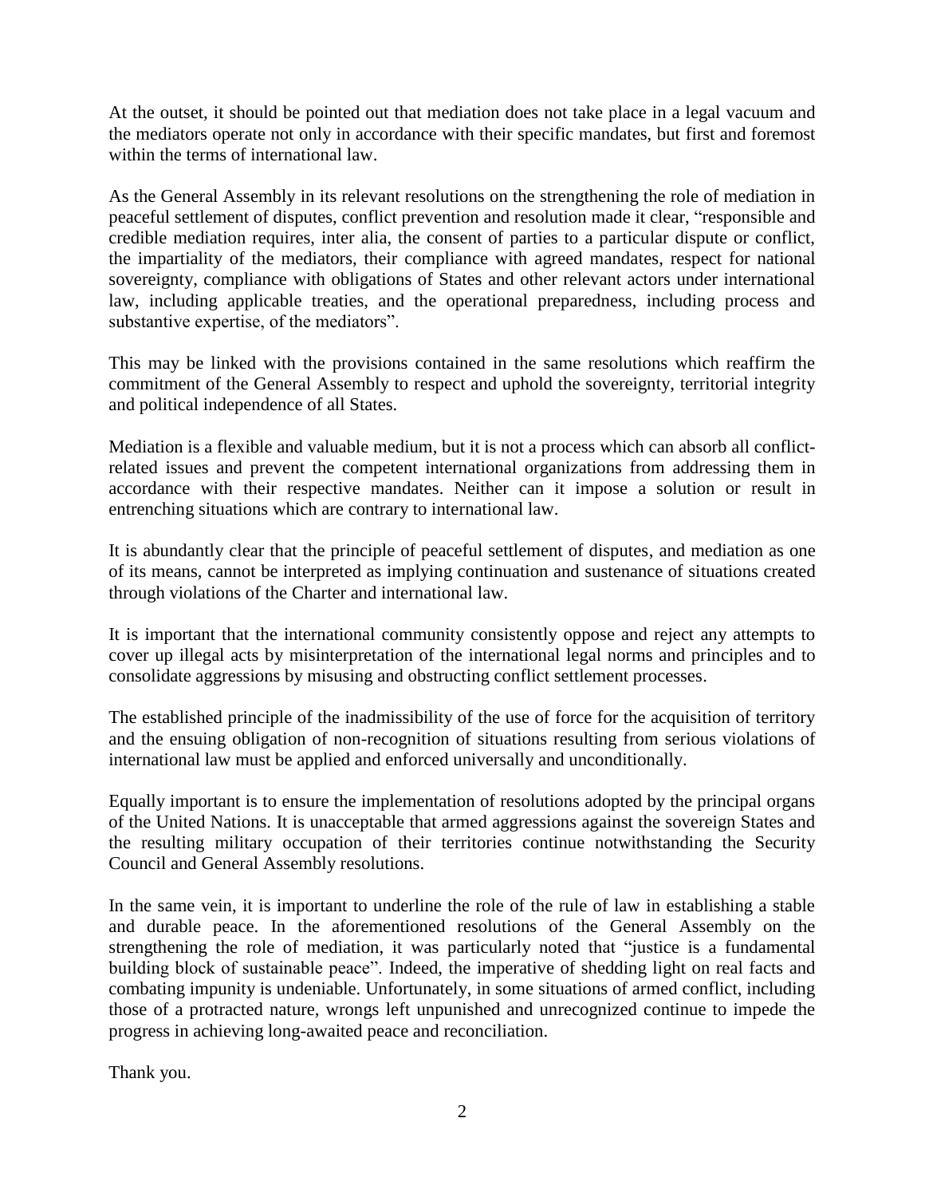At the outset, it should be pointed out that mediation does not take place in a legal vacuum and the mediators operate not only in accordance with their specific mandates, but first and foremost within the terms of international law.

As the General Assembly in its relevant resolutions on the strengthening the role of mediation in peaceful settlement of disputes, conflict prevention and resolution made it clear, "responsible and credible mediation requires, inter alia, the consent of parties to a particular dispute or conflict, the impartiality of the mediators, their compliance with agreed mandates, respect for national sovereignty, compliance with obligations of States and other relevant actors under international law, including applicable treaties, and the operational preparedness, including process and substantive expertise, of the mediators".

This may be linked with the provisions contained in the same resolutions which reaffirm the commitment of the General Assembly to respect and uphold the sovereignty, territorial integrity and political independence of all States.

Mediation is a flexible and valuable medium, but it is not a process which can absorb all conflict-related issues and prevent the competent international organizations from addressing them in accordance with their respective mandates. Neither can it impose a solution or result in entrenching situations which are contrary to international law.

It is abundantly clear that the principle of peaceful settlement of disputes, and mediation as one of its means, cannot be interpreted as implying continuation and sustenance of situations created through violations of the Charter and international law.

It is important that the international community consistently oppose and reject any attempts to cover up illegal acts by misinterpretation of the international legal norms and principles and to consolidate aggressions by misusing and obstructing conflict settlement processes.

The established principle of the inadmissibility of the use of force for the acquisition of territory and the ensuing obligation of non-recognition of situations resulting from serious violations of international law must be applied and enforced universally and unconditionally.

Equally important is to ensure the implementation of resolutions adopted by the principal organs of the United Nations. It is unacceptable that armed aggressions against the sovereign States and the resulting military occupation of their territories continue notwithstanding the Security Council and General Assembly resolutions.

In the same vein, it is important to underline the role of the rule of law in establishing a stable and durable peace. In the aforementioned resolutions of the General Assembly on the strengthening the role of mediation, it was particularly noted that "justice is a fundamental building block of sustainable peace". Indeed, the imperative of shedding light on real facts and combating impunity is undeniable. Unfortunately, in some situations of armed conflict, including those of a protracted nature, wrongs left unpunished and unrecognized continue to impede the progress in achieving long-awaited peace and reconciliation.

Thank you.